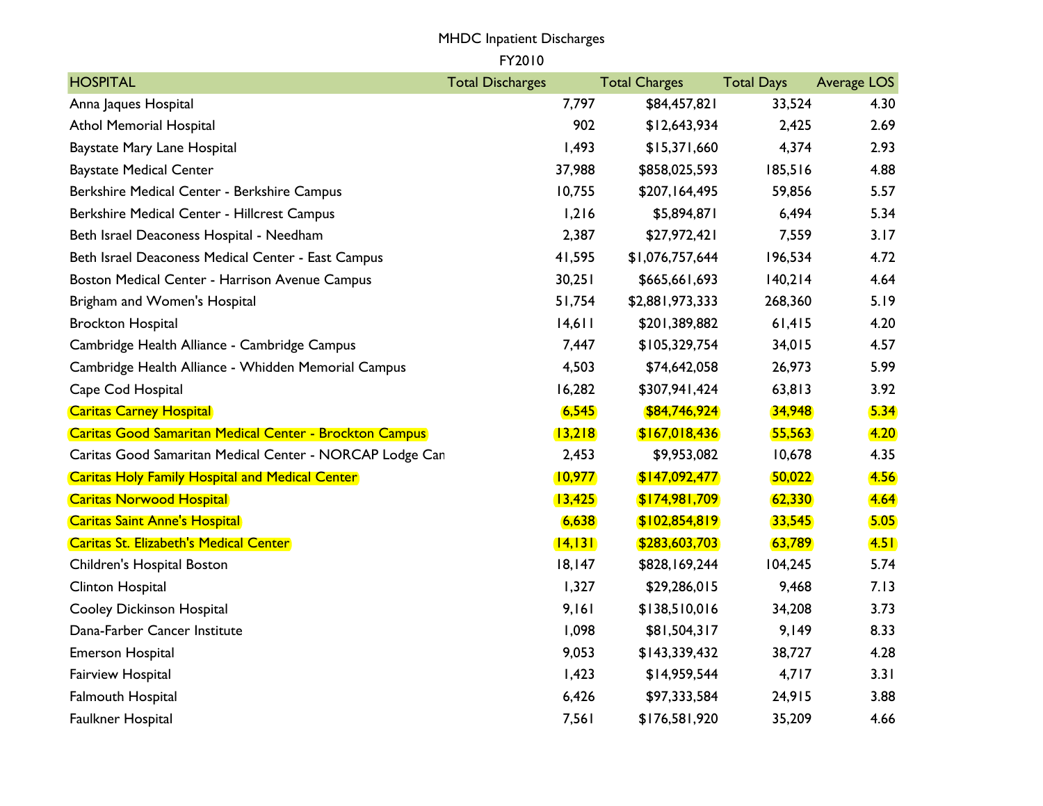MHDC Inpatient Discharges

FY2010

| HOSPITAL | Total Discharges | Total Charges | Total Days | Average LOS |
|---|---|---|---|---|
| Anna Jaques Hospital | 7,797 | $84,457,821 | 33,524 | 4.30 |
| Athol Memorial Hospital | 902 | $12,643,934 | 2,425 | 2.69 |
| Baystate Mary Lane Hospital | 1,493 | $15,371,660 | 4,374 | 2.93 |
| Baystate Medical Center | 37,988 | $858,025,593 | 185,516 | 4.88 |
| Berkshire Medical Center - Berkshire Campus | 10,755 | $207,164,495 | 59,856 | 5.57 |
| Berkshire Medical Center - Hillcrest Campus | 1,216 | $5,894,871 | 6,494 | 5.34 |
| Beth Israel Deaconess Hospital - Needham | 2,387 | $27,972,421 | 7,559 | 3.17 |
| Beth Israel Deaconess Medical Center - East Campus | 41,595 | $1,076,757,644 | 196,534 | 4.72 |
| Boston Medical Center - Harrison Avenue Campus | 30,251 | $665,661,693 | 140,214 | 4.64 |
| Brigham and Women's Hospital | 51,754 | $2,881,973,333 | 268,360 | 5.19 |
| Brockton Hospital | 14,611 | $201,389,882 | 61,415 | 4.20 |
| Cambridge Health Alliance - Cambridge Campus | 7,447 | $105,329,754 | 34,015 | 4.57 |
| Cambridge Health Alliance - Whidden Memorial Campus | 4,503 | $74,642,058 | 26,973 | 5.99 |
| Cape Cod Hospital | 16,282 | $307,941,424 | 63,813 | 3.92 |
| Caritas Carney Hospital | 6,545 | $84,746,924 | 34,948 | 5.34 |
| Caritas Good Samaritan Medical Center - Brockton Campus | 13,218 | $167,018,436 | 55,563 | 4.20 |
| Caritas Good Samaritan Medical Center - NORCAP Lodge Can | 2,453 | $9,953,082 | 10,678 | 4.35 |
| Caritas Holy Family Hospital and Medical Center | 10,977 | $147,092,477 | 50,022 | 4.56 |
| Caritas Norwood Hospital | 13,425 | $174,981,709 | 62,330 | 4.64 |
| Caritas Saint Anne's Hospital | 6,638 | $102,854,819 | 33,545 | 5.05 |
| Caritas St. Elizabeth's Medical Center | 14,131 | $283,603,703 | 63,789 | 4.51 |
| Children's Hospital Boston | 18,147 | $828,169,244 | 104,245 | 5.74 |
| Clinton Hospital | 1,327 | $29,286,015 | 9,468 | 7.13 |
| Cooley Dickinson Hospital | 9,161 | $138,510,016 | 34,208 | 3.73 |
| Dana-Farber Cancer Institute | 1,098 | $81,504,317 | 9,149 | 8.33 |
| Emerson Hospital | 9,053 | $143,339,432 | 38,727 | 4.28 |
| Fairview Hospital | 1,423 | $14,959,544 | 4,717 | 3.31 |
| Falmouth Hospital | 6,426 | $97,333,584 | 24,915 | 3.88 |
| Faulkner Hospital | 7,561 | $176,581,920 | 35,209 | 4.66 |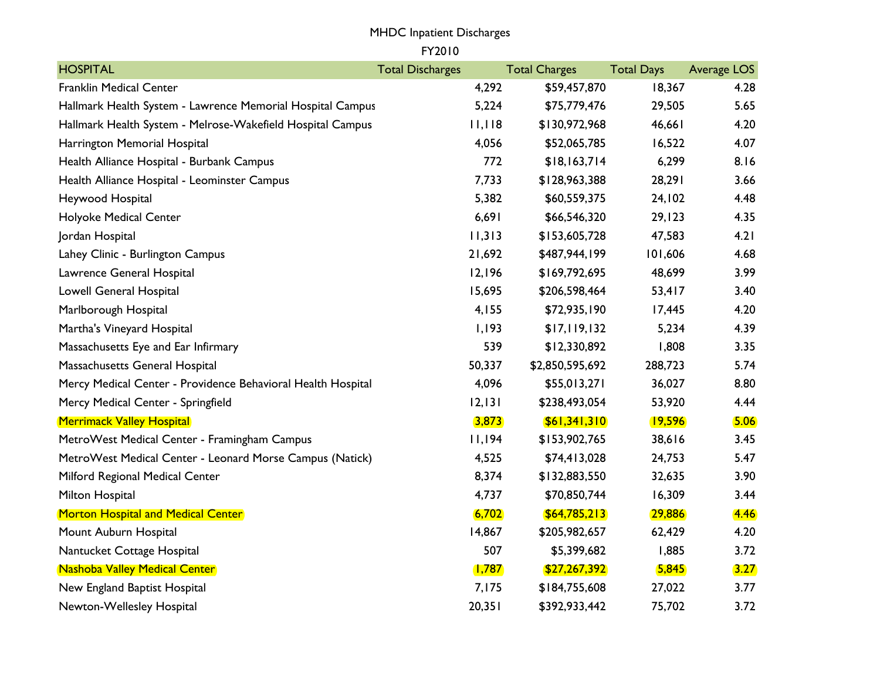MHDC Inpatient Discharges

FY2010

| HOSPITAL | Total Discharges | Total Charges | Total Days | Average LOS |
|---|---|---|---|---|
| Franklin Medical Center | 4,292 | $59,457,870 | 18,367 | 4.28 |
| Hallmark Health System - Lawrence Memorial Hospital Campus | 5,224 | $75,779,476 | 29,505 | 5.65 |
| Hallmark Health System - Melrose-Wakefield Hospital Campus | 11,118 | $130,972,968 | 46,661 | 4.20 |
| Harrington Memorial Hospital | 4,056 | $52,065,785 | 16,522 | 4.07 |
| Health Alliance Hospital - Burbank Campus | 772 | $18,163,714 | 6,299 | 8.16 |
| Health Alliance Hospital - Leominster Campus | 7,733 | $128,963,388 | 28,291 | 3.66 |
| Heywood Hospital | 5,382 | $60,559,375 | 24,102 | 4.48 |
| Holyoke Medical Center | 6,691 | $66,546,320 | 29,123 | 4.35 |
| Jordan Hospital | 11,313 | $153,605,728 | 47,583 | 4.21 |
| Lahey Clinic - Burlington Campus | 21,692 | $487,944,199 | 101,606 | 4.68 |
| Lawrence General Hospital | 12,196 | $169,792,695 | 48,699 | 3.99 |
| Lowell General Hospital | 15,695 | $206,598,464 | 53,417 | 3.40 |
| Marlborough Hospital | 4,155 | $72,935,190 | 17,445 | 4.20 |
| Martha's Vineyard Hospital | 1,193 | $17,119,132 | 5,234 | 4.39 |
| Massachusetts Eye and Ear Infirmary | 539 | $12,330,892 | 1,808 | 3.35 |
| Massachusetts General Hospital | 50,337 | $2,850,595,692 | 288,723 | 5.74 |
| Mercy Medical Center - Providence Behavioral Health Hospital | 4,096 | $55,013,271 | 36,027 | 8.80 |
| Mercy Medical Center - Springfield | 12,131 | $238,493,054 | 53,920 | 4.44 |
| Merrimack Valley Hospital | 3,873 | $61,341,310 | 19,596 | 5.06 |
| MetroWest Medical Center - Framingham Campus | 11,194 | $153,902,765 | 38,616 | 3.45 |
| MetroWest Medical Center - Leonard Morse Campus (Natick) | 4,525 | $74,413,028 | 24,753 | 5.47 |
| Milford Regional Medical Center | 8,374 | $132,883,550 | 32,635 | 3.90 |
| Milton Hospital | 4,737 | $70,850,744 | 16,309 | 3.44 |
| Morton Hospital and Medical Center | 6,702 | $64,785,213 | 29,886 | 4.46 |
| Mount Auburn Hospital | 14,867 | $205,982,657 | 62,429 | 4.20 |
| Nantucket Cottage Hospital | 507 | $5,399,682 | 1,885 | 3.72 |
| Nashoba Valley Medical Center | 1,787 | $27,267,392 | 5,845 | 3.27 |
| New England Baptist Hospital | 7,175 | $184,755,608 | 27,022 | 3.77 |
| Newton-Wellesley Hospital | 20,351 | $392,933,442 | 75,702 | 3.72 |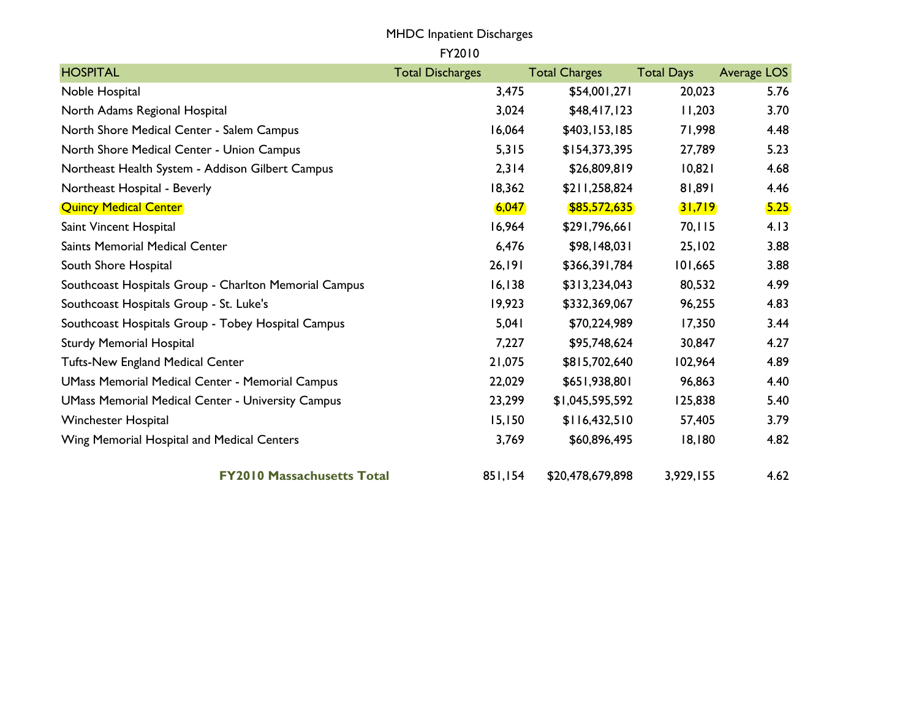MHDC Inpatient Discharges

FY2010

| HOSPITAL | Total Discharges | Total Charges | Total Days | Average LOS |
|---|---|---|---|---|
| Noble Hospital | 3,475 | $54,001,271 | 20,023 | 5.76 |
| North Adams Regional Hospital | 3,024 | $48,417,123 | 11,203 | 3.70 |
| North Shore Medical Center - Salem Campus | 16,064 | $403,153,185 | 71,998 | 4.48 |
| North Shore Medical Center - Union Campus | 5,315 | $154,373,395 | 27,789 | 5.23 |
| Northeast Health System - Addison Gilbert Campus | 2,314 | $26,809,819 | 10,821 | 4.68 |
| Northeast Hospital - Beverly | 18,362 | $211,258,824 | 81,891 | 4.46 |
| Quincy Medical Center | 6,047 | $85,572,635 | 31,719 | 5.25 |
| Saint Vincent Hospital | 16,964 | $291,796,661 | 70,115 | 4.13 |
| Saints Memorial Medical Center | 6,476 | $98,148,031 | 25,102 | 3.88 |
| South Shore Hospital | 26,191 | $366,391,784 | 101,665 | 3.88 |
| Southcoast Hospitals Group - Charlton Memorial Campus | 16,138 | $313,234,043 | 80,532 | 4.99 |
| Southcoast Hospitals Group - St. Luke's | 19,923 | $332,369,067 | 96,255 | 4.83 |
| Southcoast Hospitals Group - Tobey Hospital Campus | 5,041 | $70,224,989 | 17,350 | 3.44 |
| Sturdy Memorial Hospital | 7,227 | $95,748,624 | 30,847 | 4.27 |
| Tufts-New England Medical Center | 21,075 | $815,702,640 | 102,964 | 4.89 |
| UMass Memorial Medical Center - Memorial Campus | 22,029 | $651,938,801 | 96,863 | 4.40 |
| UMass Memorial Medical Center - University Campus | 23,299 | $1,045,595,592 | 125,838 | 5.40 |
| Winchester Hospital | 15,150 | $116,432,510 | 57,405 | 3.79 |
| Wing Memorial Hospital and Medical Centers | 3,769 | $60,896,495 | 18,180 | 4.82 |
| **FY2010 Massachusetts Total** | 851,154 | $20,478,679,898 | 3,929,155 | 4.62 |